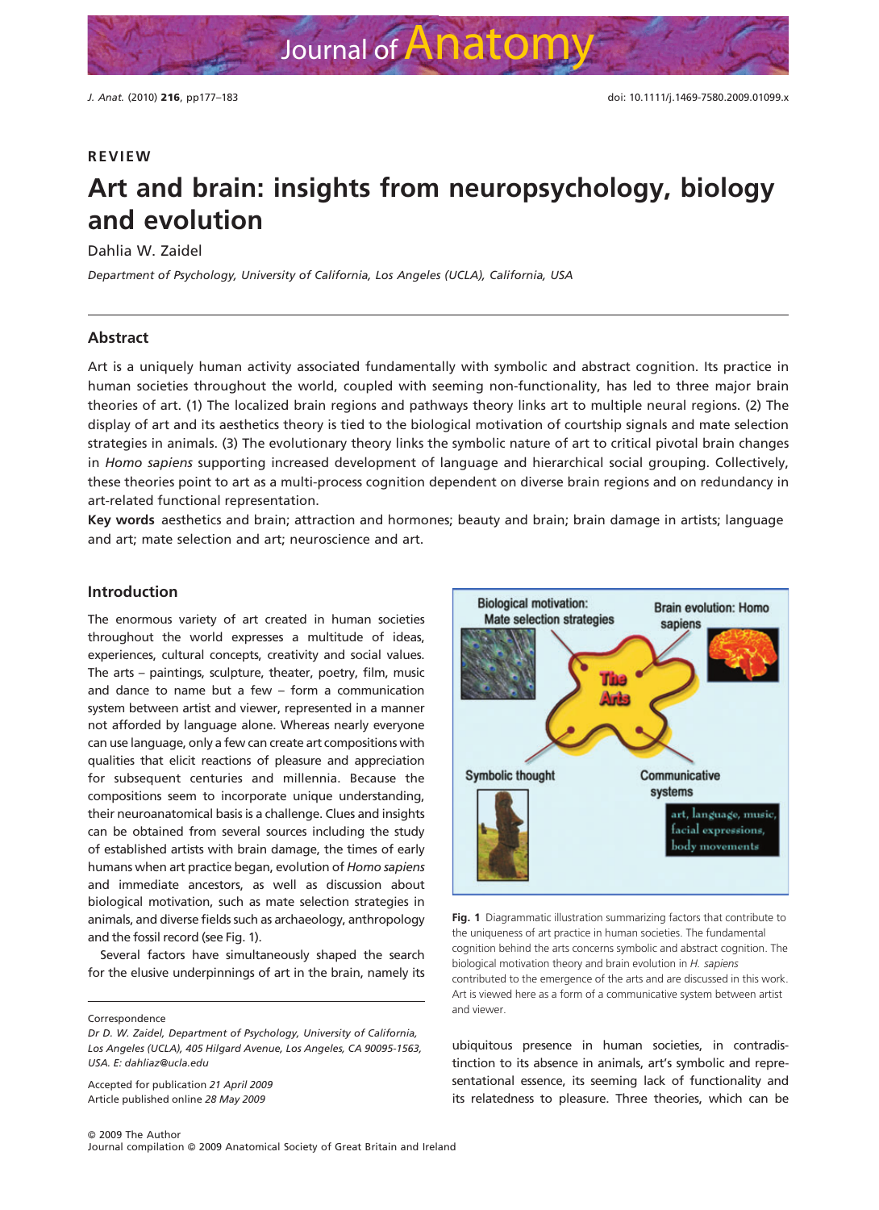REVIEW

# Art and brain: insights from neuropsychology, biology and evolution

Dahlia W. Zaidel

*Department of Psychology, University of California, Los Angeles (UCLA), California, USA*

## Abstract

Art is a uniquely human activity associated fundamentally with symbolic and abstract cognition. Its practice in human societies throughout the world, coupled with seeming non-functionality, has led to three major brain theories of art. (1) The localized brain regions and pathways theory links art to multiple neural regions. (2) The display of art and its aesthetics theory is tied to the biological motivation of courtship signals and mate selection strategies in animals. (3) The evolutionary theory links the symbolic nature of art to critical pivotal brain changes in *Homo sapiens* supporting increased development of language and hierarchical social grouping. Collectively, these theories point to art as a multi-process cognition dependent on diverse brain regions and on redundancy in art-related functional representation.

**Key words** aesthetics and brain; attraction and hormones; beauty and brain; brain damage in artists; language and art; mate selection and art; neuroscience and art.

## Introduction

The enormous variety of art created in human societies throughout the world expresses a multitude of ideas, experiences, cultural concepts, creativity and social values. The arts – paintings, sculpture, theater, poetry, film, music and dance to name but a few – form a communication system between artist and viewer, represented in a manner not afforded by language alone. Whereas nearly everyone can use language, only a few can create art compositions with qualities that elicit reactions of pleasure and appreciation for subsequent centuries and millennia. Because the compositions seem to incorporate unique understanding, their neuroanatomical basis is a challenge. Clues and insights can be obtained from several sources including the study of established artists with brain damage, the times of early humans when art practice began, evolution of *Homo sapiens* and immediate ancestors, as well as discussion about biological motivation, such as mate selection strategies in animals, and diverse fields such as archaeology, anthropology and the fossil record (see Fig. 1).

Several factors have simultaneously shaped the search for the elusive underpinnings of art in the brain, namely its ubiquitous presence in human societies, in contradistinction to its absence in animals, art's symbolic and representational essence, its seeming lack of functionality and its relatedness to pleasure. Three theories, which can be

Biological motivation: Mate selection strategies

Brain evolution: Homo sapiens

The Arts

Symbolic thought

Communicative systems

art, language, music, facial expressions, body movements

**Fig. 1** Diagrammatic illustration summarizing factors that contribute to the uniqueness of art practice in human societies. The fundamental cognition behind the arts concerns symbolic and abstract cognition. The biological motivation theory and brain evolution in *H. sapiens* contributed to the emergence of the arts and are discussed in this work. Art is viewed here as a form of a communicative system between artist and viewer.

Correspondence
*Dr D. W. Zaidel, Department of Psychology, University of California, Los Angeles (UCLA), 405 Hilgard Avenue, Los Angeles, CA 90095-1563, USA. E: dahliaz@ucla.edu*

Accepted for publication *21 April 2009*
Article published online *28 May 2009*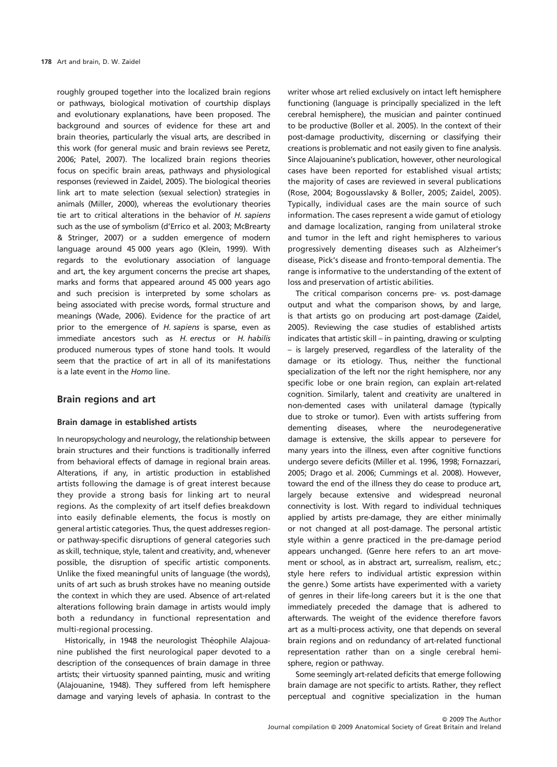roughly grouped together into the localized brain regions or pathways, biological motivation of courtship displays and evolutionary explanations, have been proposed. The background and sources of evidence for these art and brain theories, particularly the visual arts, are described in this work (for general music and brain reviews see Peretz, 2006; Patel, 2007). The localized brain regions theories focus on specific brain areas, pathways and physiological responses (reviewed in Zaidel, 2005). The biological theories link art to mate selection (sexual selection) strategies in animals (Miller, 2000), whereas the evolutionary theories tie art to critical alterations in the behavior of *H. sapiens* such as the use of symbolism (d'Errico et al. 2003; McBrearty & Stringer, 2007) or a sudden emergence of modern language around 45 000 years ago (Klein, 1999). With regards to the evolutionary association of language and art, the key argument concerns the precise art shapes, marks and forms that appeared around 45 000 years ago and such precision is interpreted by some scholars as being associated with precise words, formal structure and meanings (Wade, 2006). Evidence for the practice of art prior to the emergence of *H. sapiens* is sparse, even as immediate ancestors such as *H. erectus* or *H. habilis* produced numerous types of stone hand tools. It would seem that the practice of art in all of its manifestations is a late event in the *Homo* line.

## Brain regions and art

### Brain damage in established artists

In neuropsychology and neurology, the relationship between brain structures and their functions is traditionally inferred from behavioral effects of damage in regional brain areas. Alterations, if any, in artistic production in established artists following the damage is of great interest because they provide a strong basis for linking art to neural regions. As the complexity of art itself defies breakdown into easily definable elements, the focus is mostly on general artistic categories. Thus, the quest addresses region- or pathway-specific disruptions of general categories such as skill, technique, style, talent and creativity, and, whenever possible, the disruption of specific artistic components. Unlike the fixed meaningful units of language (the words), units of art such as brush strokes have no meaning outside the context in which they are used. Absence of art-related alterations following brain damage in artists would imply both a redundancy in functional representation and multi-regional processing.

Historically, in 1948 the neurologist Théophile Alajouanine published the first neurological paper devoted to a description of the consequences of brain damage in three artists; their virtuosity spanned painting, music and writing (Alajouanine, 1948). They suffered from left hemisphere damage and varying levels of aphasia. In contrast to the writer whose art relied exclusively on intact left hemisphere functioning (language is principally specialized in the left cerebral hemisphere), the musician and painter continued to be productive (Boller et al. 2005). In the context of their post-damage productivity, discerning or classifying their creations is problematic and not easily given to fine analysis. Since Alajouanine's publication, however, other neurological cases have been reported for established visual artists; the majority of cases are reviewed in several publications (Rose, 2004; Bogousslavsky & Boller, 2005; Zaidel, 2005). Typically, individual cases are the main source of such information. The cases represent a wide gamut of etiology and damage localization, ranging from unilateral stroke and tumor in the left and right hemispheres to various progressively dementing diseases such as Alzheimer's disease, Pick's disease and fronto-temporal dementia. The range is informative to the understanding of the extent of loss and preservation of artistic abilities.

The critical comparison concerns pre- vs. post-damage output and what the comparison shows, by and large, is that artists go on producing art post-damage (Zaidel, 2005). Reviewing the case studies of established artists indicates that artistic skill – in painting, drawing or sculpting – is largely preserved, regardless of the laterality of the damage or its etiology. Thus, neither the functional specialization of the left nor the right hemisphere, nor any specific lobe or one brain region, can explain art-related cognition. Similarly, talent and creativity are unaltered in non-demented cases with unilateral damage (typically due to stroke or tumor). Even with artists suffering from dementing diseases, where the neurodegenerative damage is extensive, the skills appear to persevere for many years into the illness, even after cognitive functions undergo severe deficits (Miller et al. 1996, 1998; Fornazzari, 2005; Drago et al. 2006; Cummings et al. 2008). However, toward the end of the illness they do cease to produce art, largely because extensive and widespread neuronal connectivity is lost. With regard to individual techniques applied by artists pre-damage, they are either minimally or not changed at all post-damage. The personal artistic style within a genre practiced in the pre-damage period appears unchanged. (Genre here refers to an art movement or school, as in abstract art, surrealism, realism, etc.; style here refers to individual artistic expression within the genre.) Some artists have experimented with a variety of genres in their life-long careers but it is the one that immediately preceded the damage that is adhered to afterwards. The weight of the evidence therefore favors art as a multi-process activity, one that depends on several brain regions and on redundancy of art-related functional representation rather than on a single cerebral hemisphere, region or pathway.

Some seemingly art-related deficits that emerge following brain damage are not specific to artists. Rather, they reflect perceptual and cognitive specialization in the human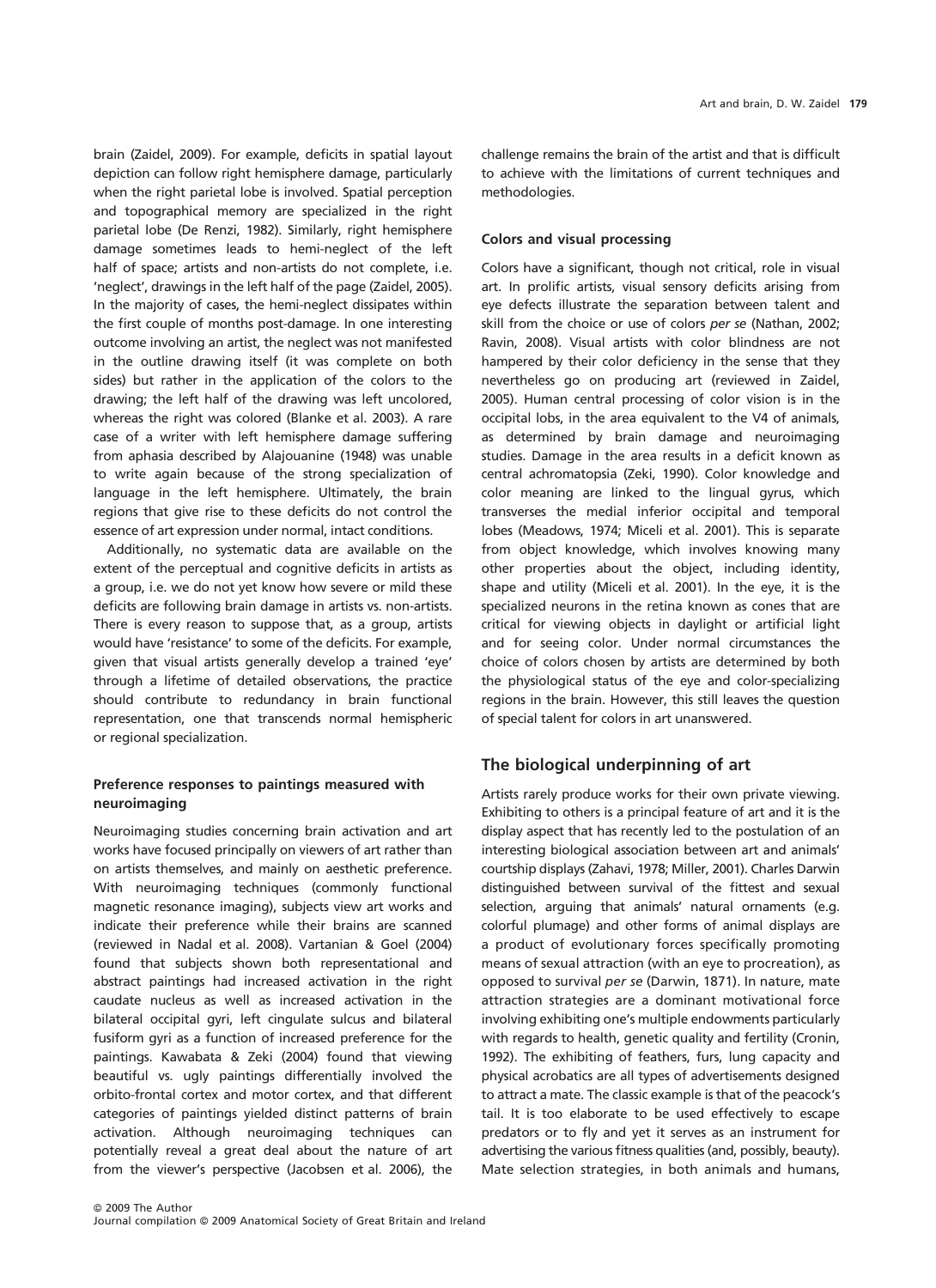brain (Zaidel, 2009). For example, deficits in spatial layout depiction can follow right hemisphere damage, particularly when the right parietal lobe is involved. Spatial perception and topographical memory are specialized in the right parietal lobe (De Renzi, 1982). Similarly, right hemisphere damage sometimes leads to hemi-neglect of the left half of space; artists and non-artists do not complete, i.e. 'neglect', drawings in the left half of the page (Zaidel, 2005). In the majority of cases, the hemi-neglect dissipates within the first couple of months post-damage. In one interesting outcome involving an artist, the neglect was not manifested in the outline drawing itself (it was complete on both sides) but rather in the application of the colors to the drawing; the left half of the drawing was left uncolored, whereas the right was colored (Blanke et al. 2003). A rare case of a writer with left hemisphere damage suffering from aphasia described by Alajouanine (1948) was unable to write again because of the strong specialization of language in the left hemisphere. Ultimately, the brain regions that give rise to these deficits do not control the essence of art expression under normal, intact conditions.

Additionally, no systematic data are available on the extent of the perceptual and cognitive deficits in artists as a group, i.e. we do not yet know how severe or mild these deficits are following brain damage in artists vs. non-artists. There is every reason to suppose that, as a group, artists would have 'resistance' to some of the deficits. For example, given that visual artists generally develop a trained 'eye' through a lifetime of detailed observations, the practice should contribute to redundancy in brain functional representation, one that transcends normal hemispheric or regional specialization.

### Preference responses to paintings measured with neuroimaging

Neuroimaging studies concerning brain activation and art works have focused principally on viewers of art rather than on artists themselves, and mainly on aesthetic preference. With neuroimaging techniques (commonly functional magnetic resonance imaging), subjects view art works and indicate their preference while their brains are scanned (reviewed in Nadal et al. 2008). Vartanian & Goel (2004) found that subjects shown both representational and abstract paintings had increased activation in the right caudate nucleus as well as increased activation in the bilateral occipital gyri, left cingulate sulcus and bilateral fusiform gyri as a function of increased preference for the paintings. Kawabata & Zeki (2004) found that viewing beautiful vs. ugly paintings differentially involved the orbito-frontal cortex and motor cortex, and that different categories of paintings yielded distinct patterns of brain activation. Although neuroimaging techniques can potentially reveal a great deal about the nature of art from the viewer's perspective (Jacobsen et al. 2006), the challenge remains the brain of the artist and that is difficult to achieve with the limitations of current techniques and methodologies.

### Colors and visual processing

Colors have a significant, though not critical, role in visual art. In prolific artists, visual sensory deficits arising from eye defects illustrate the separation between talent and skill from the choice or use of colors *per se* (Nathan, 2002; Ravin, 2008). Visual artists with color blindness are not hampered by their color deficiency in the sense that they nevertheless go on producing art (reviewed in Zaidel, 2005). Human central processing of color vision is in the occipital lobs, in the area equivalent to the V4 of animals, as determined by brain damage and neuroimaging studies. Damage in the area results in a deficit known as central achromatopsia (Zeki, 1990). Color knowledge and color meaning are linked to the lingual gyrus, which transverses the medial inferior occipital and temporal lobes (Meadows, 1974; Miceli et al. 2001). This is separate from object knowledge, which involves knowing many other properties about the object, including identity, shape and utility (Miceli et al. 2001). In the eye, it is the specialized neurons in the retina known as cones that are critical for viewing objects in daylight or artificial light and for seeing color. Under normal circumstances the choice of colors chosen by artists are determined by both the physiological status of the eye and color-specializing regions in the brain. However, this still leaves the question of special talent for colors in art unanswered.

## The biological underpinning of art

Artists rarely produce works for their own private viewing. Exhibiting to others is a principal feature of art and it is the display aspect that has recently led to the postulation of an interesting biological association between art and animals' courtship displays (Zahavi, 1978; Miller, 2001). Charles Darwin distinguished between survival of the fittest and sexual selection, arguing that animals' natural ornaments (e.g. colorful plumage) and other forms of animal displays are a product of evolutionary forces specifically promoting means of sexual attraction (with an eye to procreation), as opposed to survival *per se* (Darwin, 1871). In nature, mate attraction strategies are a dominant motivational force involving exhibiting one's multiple endowments particularly with regards to health, genetic quality and fertility (Cronin, 1992). The exhibiting of feathers, furs, lung capacity and physical acrobatics are all types of advertisements designed to attract a mate. The classic example is that of the peacock's tail. It is too elaborate to be used effectively to escape predators or to fly and yet it serves as an instrument for advertising the various fitness qualities (and, possibly, beauty). Mate selection strategies, in both animals and humans,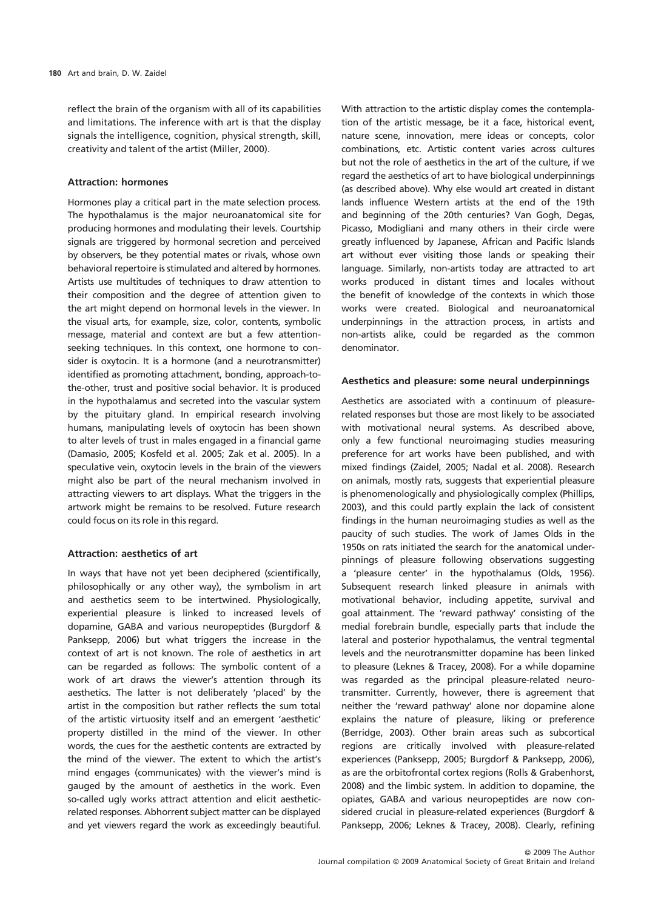reflect the brain of the organism with all of its capabilities and limitations. The inference with art is that the display signals the intelligence, cognition, physical strength, skill, creativity and talent of the artist (Miller, 2000).

### Attraction: hormones

Hormones play a critical part in the mate selection process. The hypothalamus is the major neuroanatomical site for producing hormones and modulating their levels. Courtship signals are triggered by hormonal secretion and perceived by observers, be they potential mates or rivals, whose own behavioral repertoire is stimulated and altered by hormones. Artists use multitudes of techniques to draw attention to their composition and the degree of attention given to the art might depend on hormonal levels in the viewer. In the visual arts, for example, size, color, contents, symbolic message, material and context are but a few attention-seeking techniques. In this context, one hormone to consider is oxytocin. It is a hormone (and a neurotransmitter) identified as promoting attachment, bonding, approach-to-the-other, trust and positive social behavior. It is produced in the hypothalamus and secreted into the vascular system by the pituitary gland. In empirical research involving humans, manipulating levels of oxytocin has been shown to alter levels of trust in males engaged in a financial game (Damasio, 2005; Kosfeld et al. 2005; Zak et al. 2005). In a speculative vein, oxytocin levels in the brain of the viewers might also be part of the neural mechanism involved in attracting viewers to art displays. What the triggers in the artwork might be remains to be resolved. Future research could focus on its role in this regard.

### Attraction: aesthetics of art

In ways that have not yet been deciphered (scientifically, philosophically or any other way), the symbolism in art and aesthetics seem to be intertwined. Physiologically, experiential pleasure is linked to increased levels of dopamine, GABA and various neuropeptides (Burgdorf & Panksepp, 2006) but what triggers the increase in the context of art is not known. The role of aesthetics in art can be regarded as follows: The symbolic content of a work of art draws the viewer's attention through its aesthetics. The latter is not deliberately 'placed' by the artist in the composition but rather reflects the sum total of the artistic virtuosity itself and an emergent 'aesthetic' property distilled in the mind of the viewer. In other words, the cues for the aesthetic contents are extracted by the mind of the viewer. The extent to which the artist's mind engages (communicates) with the viewer's mind is gauged by the amount of aesthetics in the work. Even so-called ugly works attract attention and elicit aesthetic-related responses. Abhorrent subject matter can be displayed and yet viewers regard the work as exceedingly beautiful. With attraction to the artistic display comes the contemplation of the artistic message, be it a face, historical event, nature scene, innovation, mere ideas or concepts, color combinations, etc. Artistic content varies across cultures but not the role of aesthetics in the art of the culture, if we regard the aesthetics of art to have biological underpinnings (as described above). Why else would art created in distant lands influence Western artists at the end of the 19th and beginning of the 20th centuries? Van Gogh, Degas, Picasso, Modigliani and many others in their circle were greatly influenced by Japanese, African and Pacific Islands art without ever visiting those lands or speaking their language. Similarly, non-artists today are attracted to art works produced in distant times and locales without the benefit of knowledge of the contexts in which those works were created. Biological and neuroanatomical underpinnings in the attraction process, in artists and non-artists alike, could be regarded as the common denominator.

### Aesthetics and pleasure: some neural underpinnings

Aesthetics are associated with a continuum of pleasure-related responses but those are most likely to be associated with motivational neural systems. As described above, only a few functional neuroimaging studies measuring preference for art works have been published, and with mixed findings (Zaidel, 2005; Nadal et al. 2008). Research on animals, mostly rats, suggests that experiential pleasure is phenomenologically and physiologically complex (Phillips, 2003), and this could partly explain the lack of consistent findings in the human neuroimaging studies as well as the paucity of such studies. The work of James Olds in the 1950s on rats initiated the search for the anatomical underpinnings of pleasure following observations suggesting a 'pleasure center' in the hypothalamus (Olds, 1956). Subsequent research linked pleasure in animals with motivational behavior, including appetite, survival and goal attainment. The 'reward pathway' consisting of the medial forebrain bundle, especially parts that include the lateral and posterior hypothalamus, the ventral tegmental levels and the neurotransmitter dopamine has been linked to pleasure (Leknes & Tracey, 2008). For a while dopamine was regarded as the principal pleasure-related neurotransmitter. Currently, however, there is agreement that neither the 'reward pathway' alone nor dopamine alone explains the nature of pleasure, liking or preference (Berridge, 2003). Other brain areas such as subcortical regions are critically involved with pleasure-related experiences (Panksepp, 2005; Burgdorf & Panksepp, 2006), as are the orbitofrontal cortex regions (Rolls & Grabenhorst, 2008) and the limbic system. In addition to dopamine, the opiates, GABA and various neuropeptides are now considered crucial in pleasure-related experiences (Burgdorf & Panksepp, 2006; Leknes & Tracey, 2008). Clearly, refining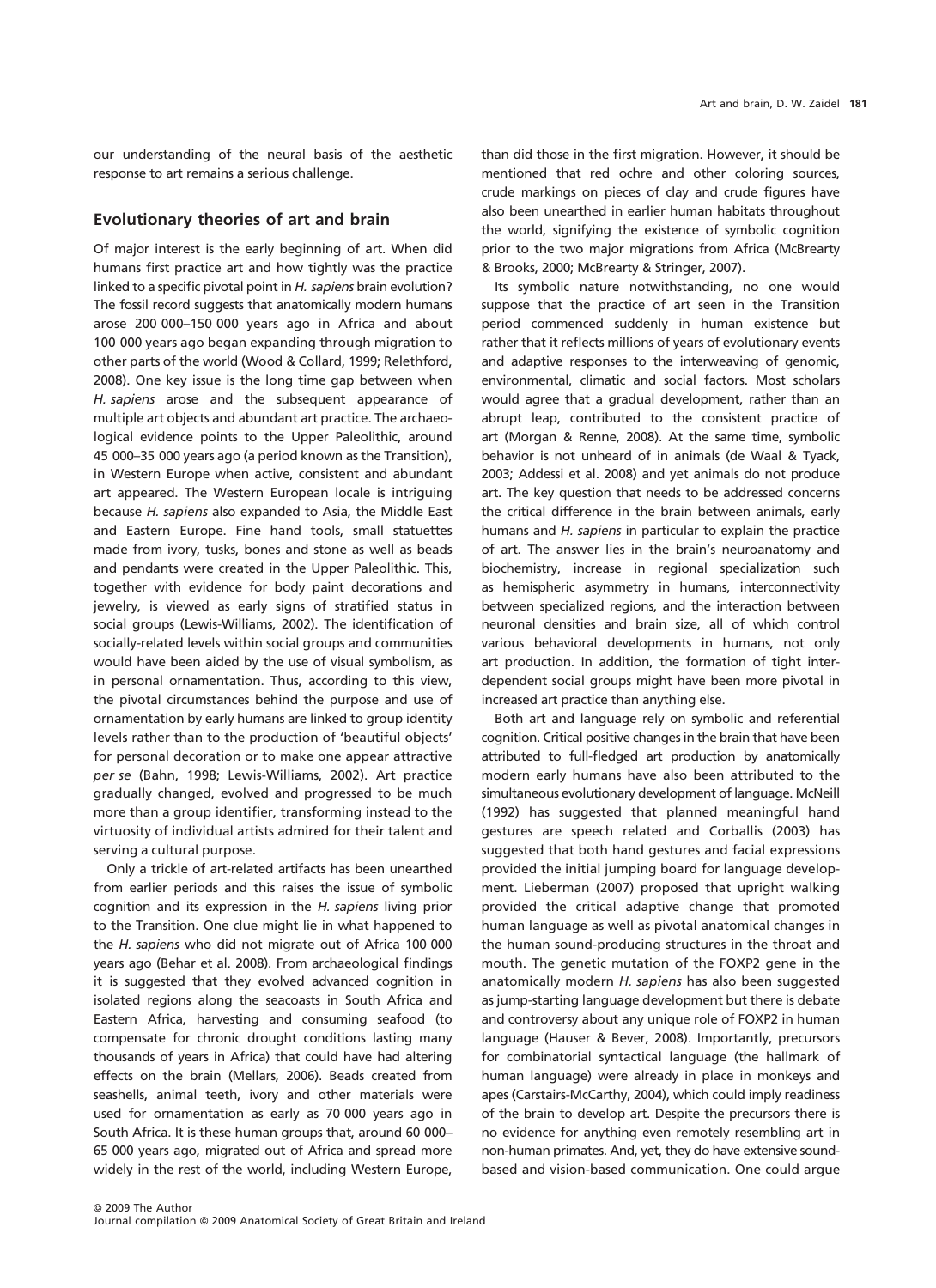our understanding of the neural basis of the aesthetic response to art remains a serious challenge.

## Evolutionary theories of art and brain

Of major interest is the early beginning of art. When did humans first practice art and how tightly was the practice linked to a specific pivotal point in *H. sapiens* brain evolution? The fossil record suggests that anatomically modern humans arose 200 000–150 000 years ago in Africa and about 100 000 years ago began expanding through migration to other parts of the world (Wood & Collard, 1999; Relethford, 2008). One key issue is the long time gap between when *H. sapiens* arose and the subsequent appearance of multiple art objects and abundant art practice. The archaeological evidence points to the Upper Paleolithic, around 45 000–35 000 years ago (a period known as the Transition), in Western Europe when active, consistent and abundant art appeared. The Western European locale is intriguing because *H. sapiens* also expanded to Asia, the Middle East and Eastern Europe. Fine hand tools, small statuettes made from ivory, tusks, bones and stone as well as beads and pendants were created in the Upper Paleolithic. This, together with evidence for body paint decorations and jewelry, is viewed as early signs of stratified status in social groups (Lewis-Williams, 2002). The identification of socially-related levels within social groups and communities would have been aided by the use of visual symbolism, as in personal ornamentation. Thus, according to this view, the pivotal circumstances behind the purpose and use of ornamentation by early humans are linked to group identity levels rather than to the production of 'beautiful objects' for personal decoration or to make one appear attractive *per se* (Bahn, 1998; Lewis-Williams, 2002). Art practice gradually changed, evolved and progressed to be much more than a group identifier, transforming instead to the virtuosity of individual artists admired for their talent and serving a cultural purpose.

Only a trickle of art-related artifacts has been unearthed from earlier periods and this raises the issue of symbolic cognition and its expression in the *H. sapiens* living prior to the Transition. One clue might lie in what happened to the *H. sapiens* who did not migrate out of Africa 100 000 years ago (Behar et al. 2008). From archaeological findings it is suggested that they evolved advanced cognition in isolated regions along the seacoasts in South Africa and Eastern Africa, harvesting and consuming seafood (to compensate for chronic drought conditions lasting many thousands of years in Africa) that could have had altering effects on the brain (Mellars, 2006). Beads created from seashells, animal teeth, ivory and other materials were used for ornamentation as early as 70 000 years ago in South Africa. It is these human groups that, around 60 000–65 000 years ago, migrated out of Africa and spread more widely in the rest of the world, including Western Europe, than did those in the first migration. However, it should be mentioned that red ochre and other coloring sources, crude markings on pieces of clay and crude figures have also been unearthed in earlier human habitats throughout the world, signifying the existence of symbolic cognition prior to the two major migrations from Africa (McBrearty & Brooks, 2000; McBrearty & Stringer, 2007).

Its symbolic nature notwithstanding, no one would suppose that the practice of art seen in the Transition period commenced suddenly in human existence but rather that it reflects millions of years of evolutionary events and adaptive responses to the interweaving of genomic, environmental, climatic and social factors. Most scholars would agree that a gradual development, rather than an abrupt leap, contributed to the consistent practice of art (Morgan & Renne, 2008). At the same time, symbolic behavior is not unheard of in animals (de Waal & Tyack, 2003; Addessi et al. 2008) and yet animals do not produce art. The key question that needs to be addressed concerns the critical difference in the brain between animals, early humans and *H. sapiens* in particular to explain the practice of art. The answer lies in the brain's neuroanatomy and biochemistry, increase in regional specialization such as hemispheric asymmetry in humans, interconnectivity between specialized regions, and the interaction between neuronal densities and brain size, all of which control various behavioral developments in humans, not only art production. In addition, the formation of tight interdependent social groups might have been more pivotal in increased art practice than anything else.

Both art and language rely on symbolic and referential cognition. Critical positive changes in the brain that have been attributed to full-fledged art production by anatomically modern early humans have also been attributed to the simultaneous evolutionary development of language. McNeill (1992) has suggested that planned meaningful hand gestures are speech related and Corballis (2003) has suggested that both hand gestures and facial expressions provided the initial jumping board for language development. Lieberman (2007) proposed that upright walking provided the critical adaptive change that promoted human language as well as pivotal anatomical changes in the human sound-producing structures in the throat and mouth. The genetic mutation of the FOXP2 gene in the anatomically modern *H. sapiens* has also been suggested as jump-starting language development but there is debate and controversy about any unique role of FOXP2 in human language (Hauser & Bever, 2008). Importantly, precursors for combinatorial syntactical language (the hallmark of human language) were already in place in monkeys and apes (Carstairs-McCarthy, 2004), which could imply readiness of the brain to develop art. Despite the precursors there is no evidence for anything even remotely resembling art in non-human primates. And, yet, they do have extensive sound-based and vision-based communication. One could argue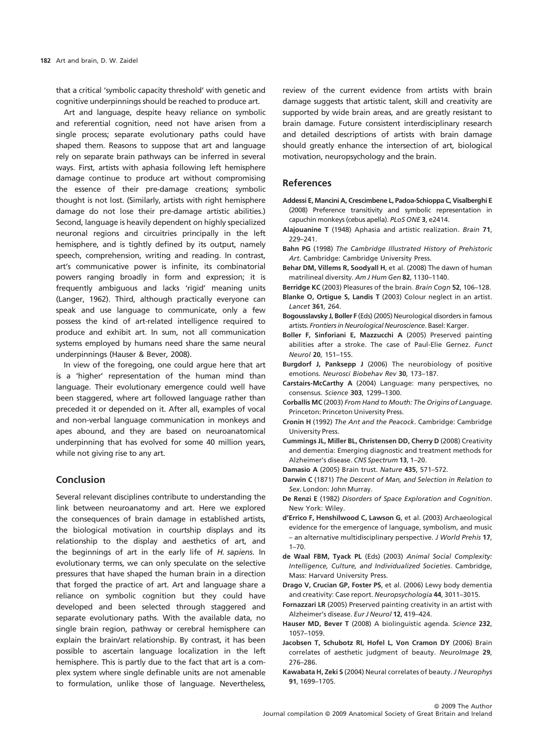that a critical 'symbolic capacity threshold' with genetic and cognitive underpinnings should be reached to produce art.

Art and language, despite heavy reliance on symbolic and referential cognition, need not have arisen from a single process; separate evolutionary paths could have shaped them. Reasons to suppose that art and language rely on separate brain pathways can be inferred in several ways. First, artists with aphasia following left hemisphere damage continue to produce art without compromising the essence of their pre-damage creations; symbolic thought is not lost. (Similarly, artists with right hemisphere damage do not lose their pre-damage artistic abilities.) Second, language is heavily dependent on highly specialized neuronal regions and circuitries principally in the left hemisphere, and is tightly defined by its output, namely speech, comprehension, writing and reading. In contrast, art's communicative power is infinite, its combinatorial powers ranging broadly in form and expression; it is frequently ambiguous and lacks 'rigid' meaning units (Langer, 1962). Third, although practically everyone can speak and use language to communicate, only a few possess the kind of art-related intelligence required to produce and exhibit art. In sum, not all communication systems employed by humans need share the same neural underpinnings (Hauser & Bever, 2008).

In view of the foregoing, one could argue here that art is a 'higher' representation of the human mind than language. Their evolutionary emergence could well have been staggered, where art followed language rather than preceded it or depended on it. After all, examples of vocal and non-verbal language communication in monkeys and apes abound, and they are based on neuroanatomical underpinning that has evolved for some 40 million years, while not giving rise to any art.

## Conclusion

Several relevant disciplines contribute to understanding the link between neuroanatomy and art. Here we explored the consequences of brain damage in established artists, the biological motivation in courtship displays and its relationship to the display and aesthetics of art, and the beginnings of art in the early life of *H. sapiens*. In evolutionary terms, we can only speculate on the selective pressures that have shaped the human brain in a direction that forged the practice of art. Art and language share a reliance on symbolic cognition but they could have developed and been selected through staggered and separate evolutionary paths. With the available data, no single brain region, pathway or cerebral hemisphere can explain the brain/art relationship. By contrast, it has been possible to ascertain language localization in the left hemisphere. This is partly due to the fact that art is a complex system where single definable units are not amenable to formulation, unlike those of language. Nevertheless, review of the current evidence from artists with brain damage suggests that artistic talent, skill and creativity are supported by wide brain areas, and are greatly resistant to brain damage. Future consistent interdisciplinary research and detailed descriptions of artists with brain damage should greatly enhance the intersection of art, biological motivation, neuropsychology and the brain.

## References

**Addessi E, Mancini A, Crescimbene L, Padoa-Schioppa C, Visalberghi E** (2008) Preference transitivity and symbolic representation in capuchin monkeys (cebus apella). *PLoS ONE* **3**, e2414.

**Alajouanine T** (1948) Aphasia and artistic realization. *Brain* **71**, 229–241.

**Bahn PG** (1998) *The Cambridge Illustrated History of Prehistoric Art*. Cambridge: Cambridge University Press.

**Behar DM, Villems R, Soodyall H**, et al. (2008) The dawn of human matrilineal diversity. *Am J Hum Gen* **82**, 1130–1140.

**Berridge KC** (2003) Pleasures of the brain. *Brain Cogn* **52**, 106–128.

**Blanke O, Ortigue S, Landis T** (2003) Colour neglect in an artist. *Lancet* **361**, 264.

**Bogousslavsky J, Boller F** (Eds) (2005) Neurological disorders in famous artists. *Frontiers in Neurological Neuroscience*. Basel: Karger.

**Boller F, Sinforiani E, Mazzucchi A** (2005) Preserved painting abilities after a stroke. The case of Paul-Elie Gernez. *Funct Neurol* **20**, 151–155.

**Burgdorf J, Panksepp J** (2006) The neurobiology of positive emotions. *Neurosci Biobehav Rev* **30**, 173–187.

**Carstairs-McCarthy A** (2004) Language: many perspectives, no consensus. *Science* **303**, 1299–1300.

**Corballis MC** (2003) *From Hand to Mouth: The Origins of Language*. Princeton: Princeton University Press.

**Cronin H** (1992) *The Ant and the Peacock*. Cambridge: Cambridge University Press.

**Cummings JL, Miller BL, Christensen DD, Cherry D** (2008) Creativity and dementia: Emerging diagnostic and treatment methods for Alzheimer's disease. *CNS Spectrum* **13**, 1–20.

**Damasio A** (2005) Brain trust. *Nature* **435**, 571–572.

**Darwin C** (1871) *The Descent of Man, and Selection in Relation to Sex*. London: John Murray.

**De Renzi E** (1982) *Disorders of Space Exploration and Cognition*. New York: Wiley.

**d'Errico F, Henshilwood C, Lawson G**, et al. (2003) Archaeological evidence for the emergence of language, symbolism, and music – an alternative multidisciplinary perspective. *J World Prehis* **17**, 1–70.

**de Waal FBM, Tyack PL** (Eds) (2003) *Animal Social Complexity: Intelligence, Culture, and Individualized Societies*. Cambridge, Mass: Harvard University Press.

**Drago V, Crucian GP, Foster PS**, et al. (2006) Lewy body dementia and creativity: Case report. *Neuropsychologia* **44**, 3011–3015.

**Fornazzari LR** (2005) Preserved painting creativity in an artist with Alzheimer's disease. *Eur J Neurol* **12**, 419–424.

**Hauser MD, Bever T** (2008) A biolinguistic agenda. *Science* **232**, 1057–1059.

**Jacobsen T, Schubotz RI, Hofel L, Von Cramon DY** (2006) Brain correlates of aesthetic judgment of beauty. *NeuroImage* **29**, 276–286.

**Kawabata H, Zeki S** (2004) Neural correlates of beauty. *J Neurophys* **91**, 1699–1705.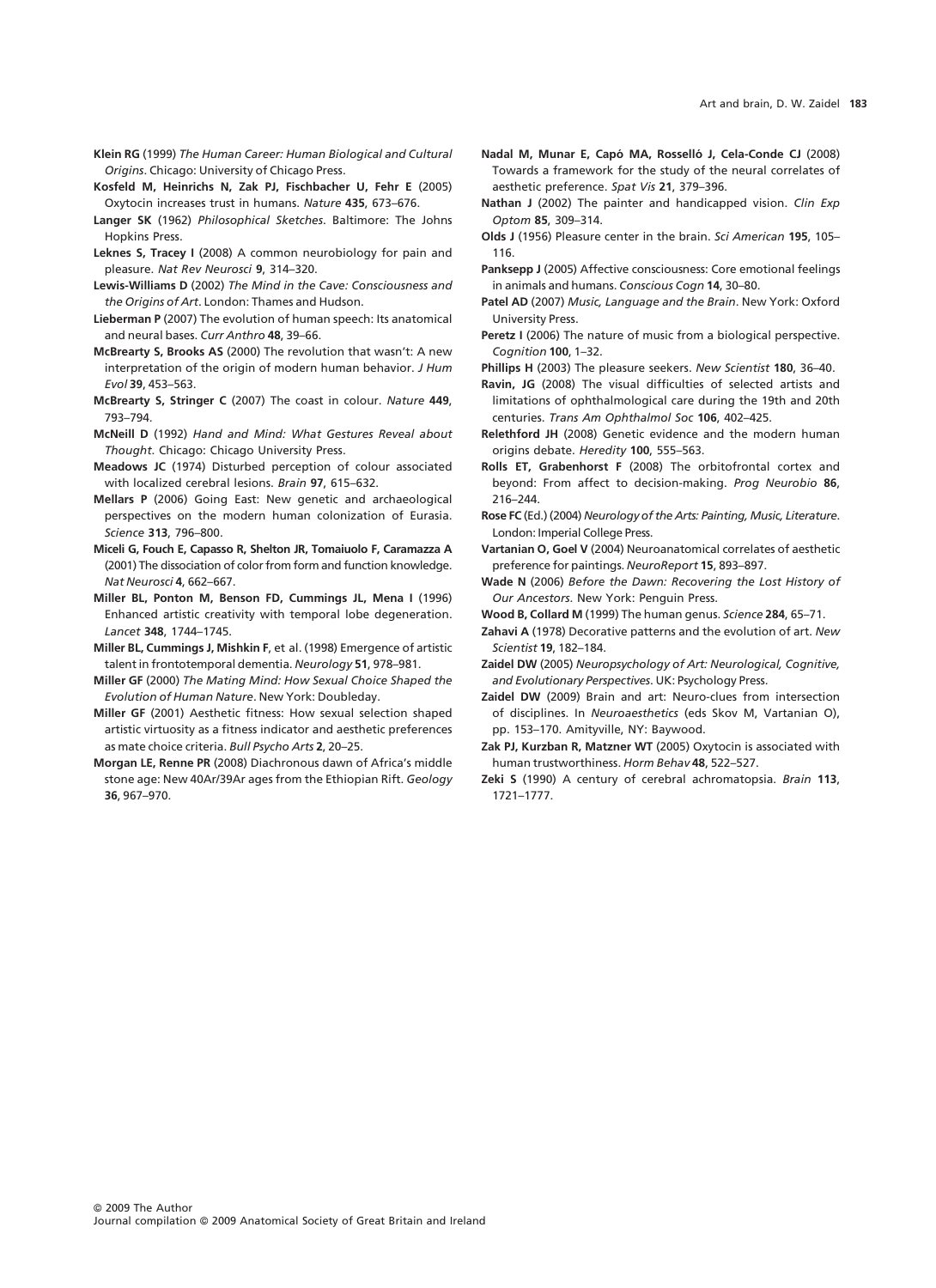**Klein RG** (1999) *The Human Career: Human Biological and Cultural Origins*. Chicago: University of Chicago Press.

**Kosfeld M, Heinrichs N, Zak PJ, Fischbacher U, Fehr E** (2005) Oxytocin increases trust in humans. *Nature* **435**, 673–676.

**Langer SK** (1962) *Philosophical Sketches*. Baltimore: The Johns Hopkins Press.

**Leknes S, Tracey I** (2008) A common neurobiology for pain and pleasure. *Nat Rev Neurosci* **9**, 314–320.

**Lewis-Williams D** (2002) *The Mind in the Cave: Consciousness and the Origins of Art*. London: Thames and Hudson.

**Lieberman P** (2007) The evolution of human speech: Its anatomical and neural bases. *Curr Anthro* **48**, 39–66.

**McBrearty S, Brooks AS** (2000) The revolution that wasn't: A new interpretation of the origin of modern human behavior. *J Hum Evol* **39**, 453–563.

**McBrearty S, Stringer C** (2007) The coast in colour. *Nature* **449**, 793–794.

**McNeill D** (1992) *Hand and Mind: What Gestures Reveal about Thought*. Chicago: Chicago University Press.

**Meadows JC** (1974) Disturbed perception of colour associated with localized cerebral lesions. *Brain* **97**, 615–632.

**Mellars P** (2006) Going East: New genetic and archaeological perspectives on the modern human colonization of Eurasia. *Science* **313**, 796–800.

**Miceli G, Fouch E, Capasso R, Shelton JR, Tomaiuolo F, Caramazza A** (2001) The dissociation of color from form and function knowledge. *Nat Neurosci* **4**, 662–667.

**Miller BL, Ponton M, Benson FD, Cummings JL, Mena I** (1996) Enhanced artistic creativity with temporal lobe degeneration. *Lancet* **348**, 1744–1745.

**Miller BL, Cummings J, Mishkin F**, et al. (1998) Emergence of artistic talent in frontotemporal dementia. *Neurology* **51**, 978–981.

**Miller GF** (2000) *The Mating Mind: How Sexual Choice Shaped the Evolution of Human Nature*. New York: Doubleday.

**Miller GF** (2001) Aesthetic fitness: How sexual selection shaped artistic virtuosity as a fitness indicator and aesthetic preferences as mate choice criteria. *Bull Psycho Arts* **2**, 20–25.

**Morgan LE, Renne PR** (2008) Diachronous dawn of Africa's middle stone age: New 40Ar/39Ar ages from the Ethiopian Rift. *Geology* **36**, 967–970.

**Nadal M, Munar E, Capó MA, Rosselló J, Cela-Conde CJ** (2008) Towards a framework for the study of the neural correlates of aesthetic preference. *Spat Vis* **21**, 379–396.

**Nathan J** (2002) The painter and handicapped vision. *Clin Exp Optom* **85**, 309–314.

**Olds J** (1956) Pleasure center in the brain. *Sci American* **195**, 105–116.

**Panksepp J** (2005) Affective consciousness: Core emotional feelings in animals and humans. *Conscious Cogn* **14**, 30–80.

**Patel AD** (2007) *Music, Language and the Brain*. New York: Oxford University Press.

**Peretz I** (2006) The nature of music from a biological perspective. *Cognition* **100**, 1–32.

**Phillips H** (2003) The pleasure seekers. *New Scientist* **180**, 36–40.

**Ravin, JG** (2008) The visual difficulties of selected artists and limitations of ophthalmological care during the 19th and 20th centuries. *Trans Am Ophthalmol Soc* **106**, 402–425.

**Relethford JH** (2008) Genetic evidence and the modern human origins debate. *Heredity* **100**, 555–563.

**Rolls ET, Grabenhorst F** (2008) The orbitofrontal cortex and beyond: From affect to decision-making. *Prog Neurobio* **86**, 216–244.

**Rose FC** (Ed.) (2004) *Neurology of the Arts: Painting, Music, Literature*. London: Imperial College Press.

**Vartanian O, Goel V** (2004) Neuroanatomical correlates of aesthetic preference for paintings. *NeuroReport* **15**, 893–897.

**Wade N** (2006) *Before the Dawn: Recovering the Lost History of Our Ancestors*. New York: Penguin Press.

**Wood B, Collard M** (1999) The human genus. *Science* **284**, 65–71.

**Zahavi A** (1978) Decorative patterns and the evolution of art. *New Scientist* **19**, 182–184.

**Zaidel DW** (2005) *Neuropsychology of Art: Neurological, Cognitive, and Evolutionary Perspectives*. UK: Psychology Press.

**Zaidel DW** (2009) Brain and art: Neuro-clues from intersection of disciplines. In *Neuroaesthetics* (eds Skov M, Vartanian O), pp. 153–170. Amityville, NY: Baywood.

**Zak PJ, Kurzban R, Matzner WT** (2005) Oxytocin is associated with human trustworthiness. *Horm Behav* **48**, 522–527.

**Zeki S** (1990) A century of cerebral achromatopsia. *Brain* **113**, 1721–1777.